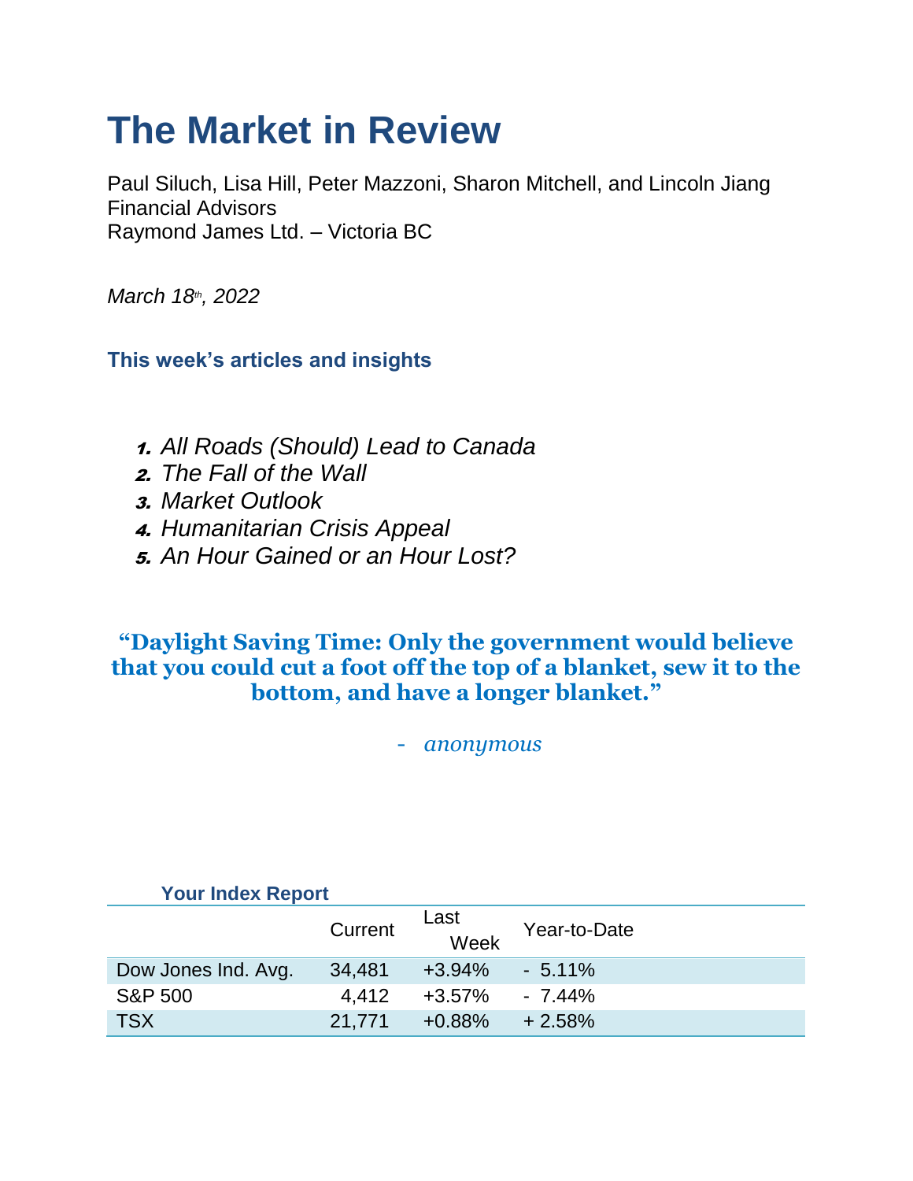# The Market in Review

Paul Siluch, Lisa Hill, Peter Mazzoni, Sharon Mitchell, and Lincoln Jiang
Financial Advisors
Raymond James Ltd. – Victoria BC

*March 18th, 2022*

### This week's articles and insights

1. *All Roads (Should) Lead to Canada*
2. *The Fall of the Wall*
3. *Market Outlook*
4. *Humanitarian Crisis Appeal*
5. *An Hour Gained or an Hour Lost?*

**"Daylight Saving Time: Only the government would believe that you could cut a foot off the top of a blanket, sew it to the bottom, and have a longer blanket."**

- *anonymous*

**Your Index Report**

| | Current | Last Week | Year-to-Date |
|---|---|---|---|
| Dow Jones Ind. Avg. | 34,481 | +3.94% | - 5.11% |
| S&P 500 | 4,412 | +3.57% | - 7.44% |
| TSX | 21,771 | +0.88% | + 2.58% |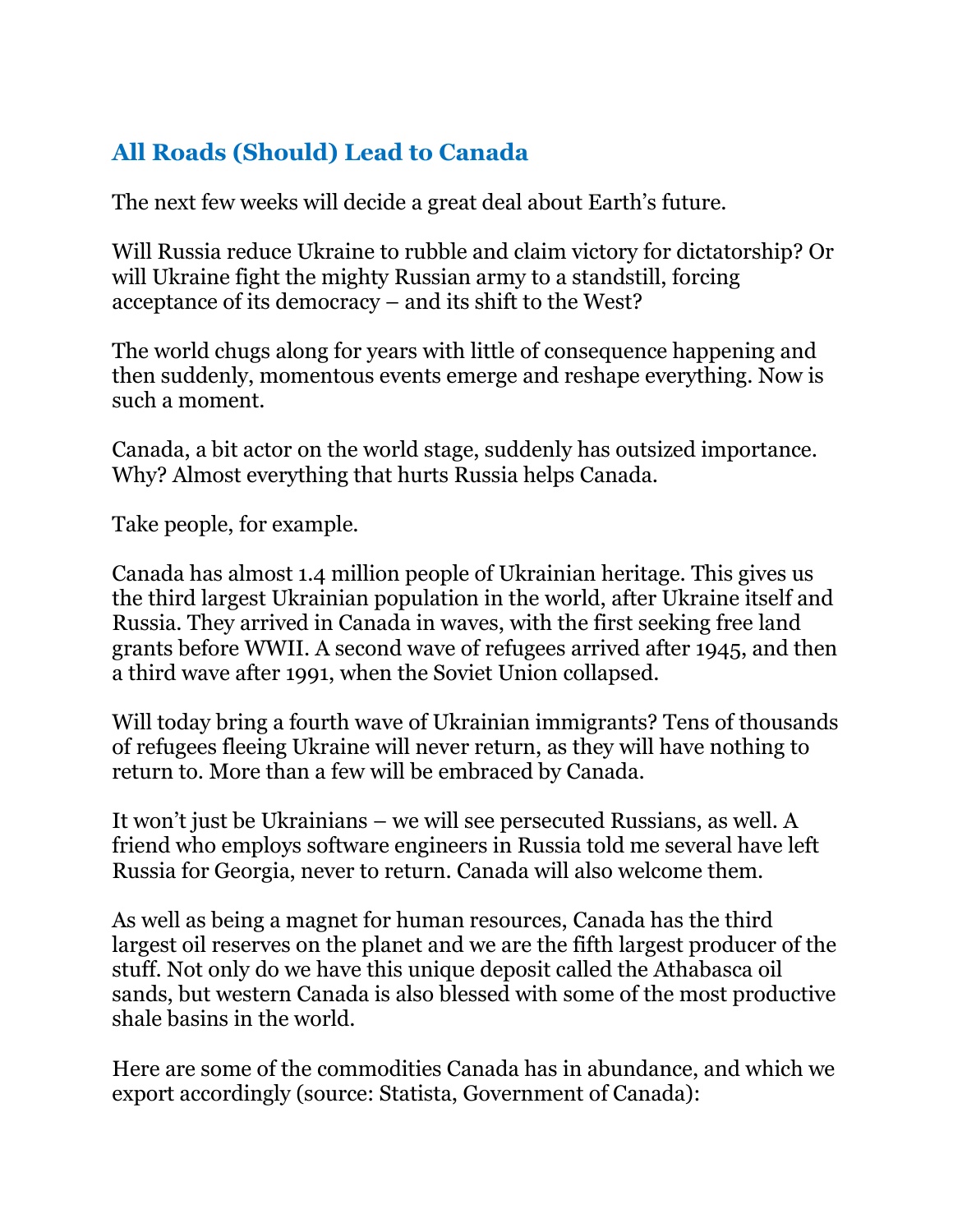## All Roads (Should) Lead to Canada

The next few weeks will decide a great deal about Earth's future.

Will Russia reduce Ukraine to rubble and claim victory for dictatorship? Or will Ukraine fight the mighty Russian army to a standstill, forcing acceptance of its democracy – and its shift to the West?

The world chugs along for years with little of consequence happening and then suddenly, momentous events emerge and reshape everything. Now is such a moment.

Canada, a bit actor on the world stage, suddenly has outsized importance. Why? Almost everything that hurts Russia helps Canada.

Take people, for example.

Canada has almost 1.4 million people of Ukrainian heritage. This gives us the third largest Ukrainian population in the world, after Ukraine itself and Russia. They arrived in Canada in waves, with the first seeking free land grants before WWII. A second wave of refugees arrived after 1945, and then a third wave after 1991, when the Soviet Union collapsed.

Will today bring a fourth wave of Ukrainian immigrants? Tens of thousands of refugees fleeing Ukraine will never return, as they will have nothing to return to. More than a few will be embraced by Canada.

It won't just be Ukrainians – we will see persecuted Russians, as well. A friend who employs software engineers in Russia told me several have left Russia for Georgia, never to return. Canada will also welcome them.

As well as being a magnet for human resources, Canada has the third largest oil reserves on the planet and we are the fifth largest producer of the stuff. Not only do we have this unique deposit called the Athabasca oil sands, but western Canada is also blessed with some of the most productive shale basins in the world.

Here are some of the commodities Canada has in abundance, and which we export accordingly (source: Statista, Government of Canada):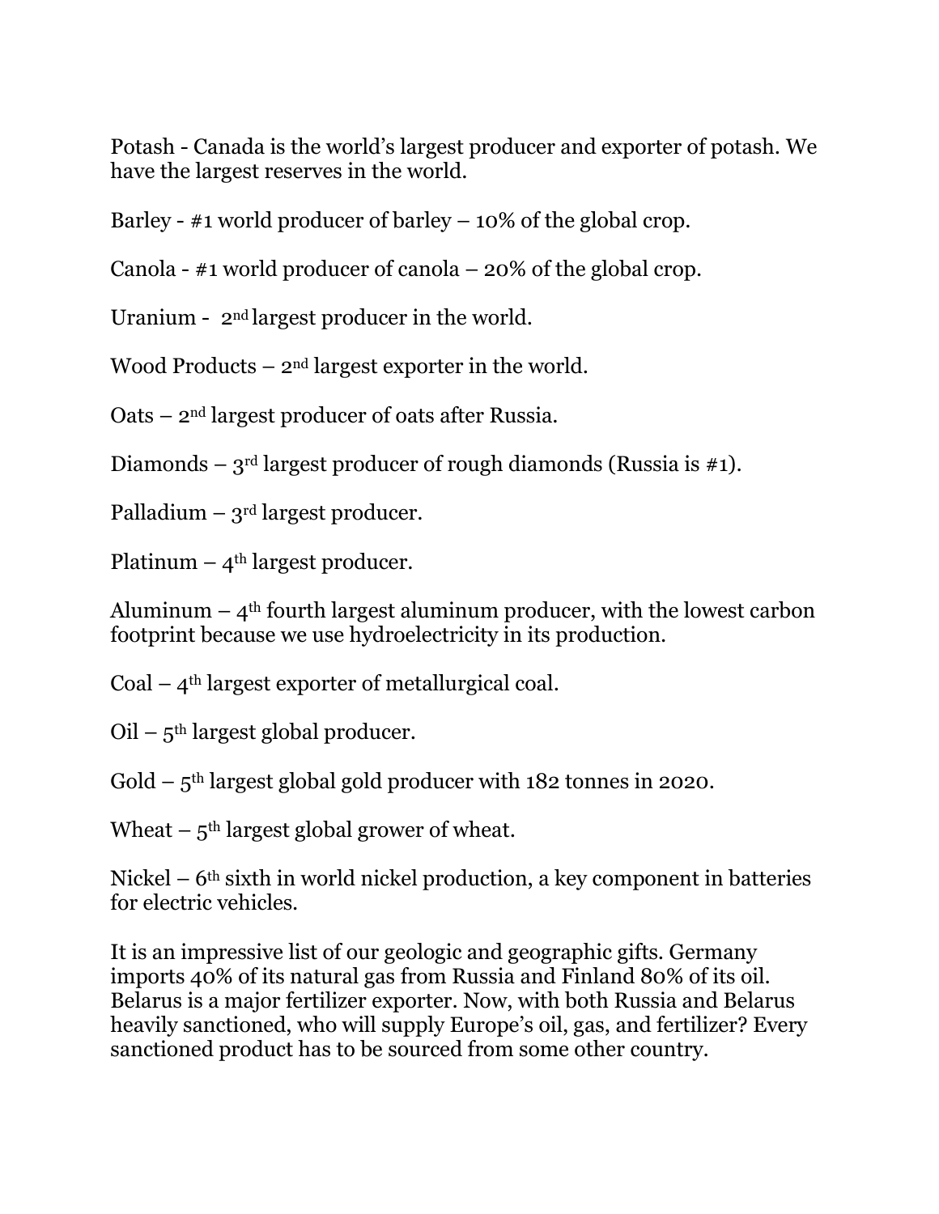Potash - Canada is the world's largest producer and exporter of potash. We have the largest reserves in the world.

Barley - #1 world producer of barley – 10% of the global crop.

Canola - #1 world producer of canola – 20% of the global crop.

Uranium - 2nd largest producer in the world.

Wood Products – 2nd largest exporter in the world.

Oats – 2nd largest producer of oats after Russia.

Diamonds – 3rd largest producer of rough diamonds (Russia is #1).

Palladium – 3rd largest producer.

Platinum – 4th largest producer.

Aluminum – 4th fourth largest aluminum producer, with the lowest carbon footprint because we use hydroelectricity in its production.

Coal – 4th largest exporter of metallurgical coal.

Oil – 5th largest global producer.

Gold – 5th largest global gold producer with 182 tonnes in 2020.

Wheat – 5th largest global grower of wheat.

Nickel – 6th sixth in world nickel production, a key component in batteries for electric vehicles.

It is an impressive list of our geologic and geographic gifts. Germany imports 40% of its natural gas from Russia and Finland 80% of its oil. Belarus is a major fertilizer exporter. Now, with both Russia and Belarus heavily sanctioned, who will supply Europe's oil, gas, and fertilizer? Every sanctioned product has to be sourced from some other country.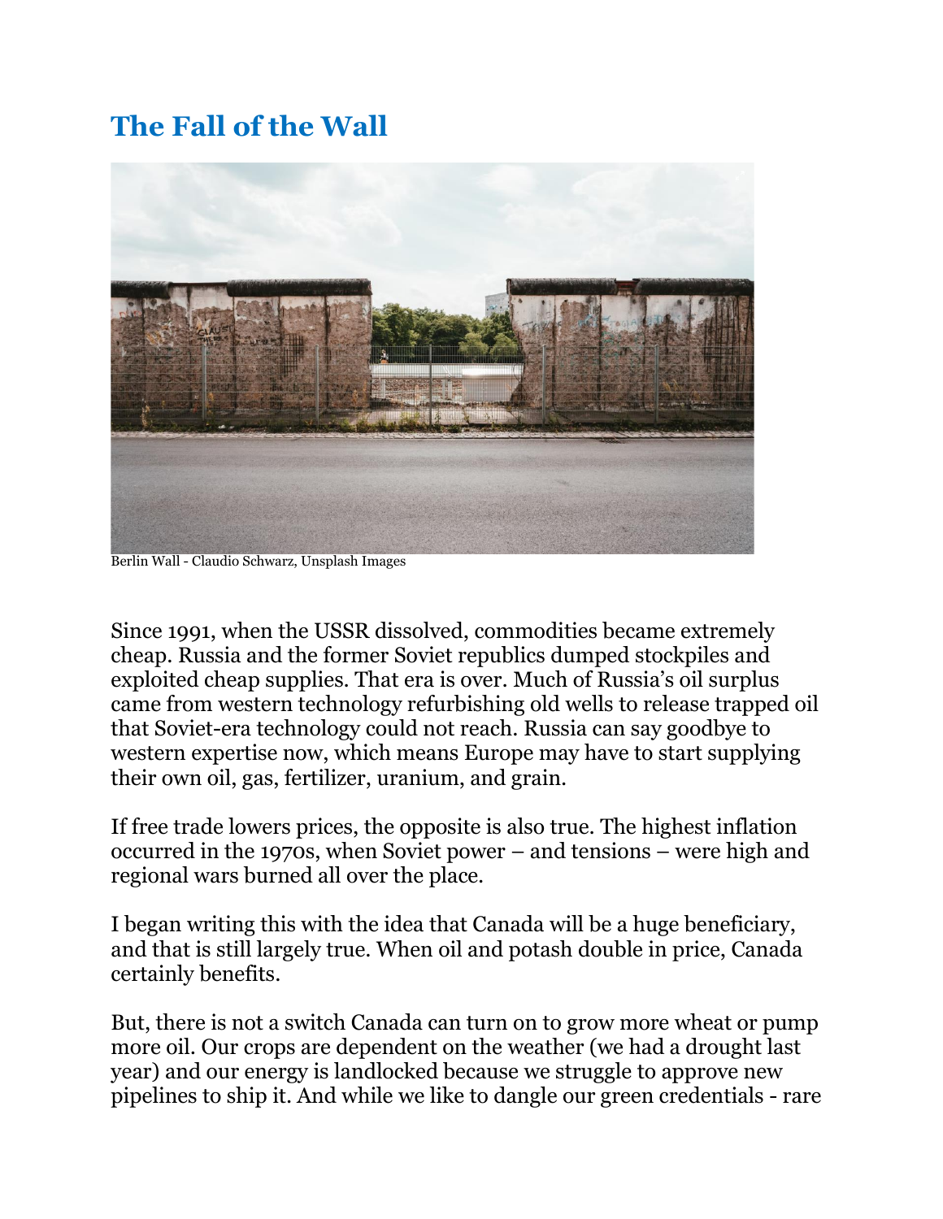## The Fall of the Wall

Berlin Wall - Claudio Schwarz, Unsplash Images

Since 1991, when the USSR dissolved, commodities became extremely cheap. Russia and the former Soviet republics dumped stockpiles and exploited cheap supplies. That era is over. Much of Russia's oil surplus came from western technology refurbishing old wells to release trapped oil that Soviet-era technology could not reach. Russia can say goodbye to western expertise now, which means Europe may have to start supplying their own oil, gas, fertilizer, uranium, and grain.

If free trade lowers prices, the opposite is also true. The highest inflation occurred in the 1970s, when Soviet power – and tensions – were high and regional wars burned all over the place.

I began writing this with the idea that Canada will be a huge beneficiary, and that is still largely true. When oil and potash double in price, Canada certainly benefits.

But, there is not a switch Canada can turn on to grow more wheat or pump more oil. Our crops are dependent on the weather (we had a drought last year) and our energy is landlocked because we struggle to approve new pipelines to ship it. And while we like to dangle our green credentials - rare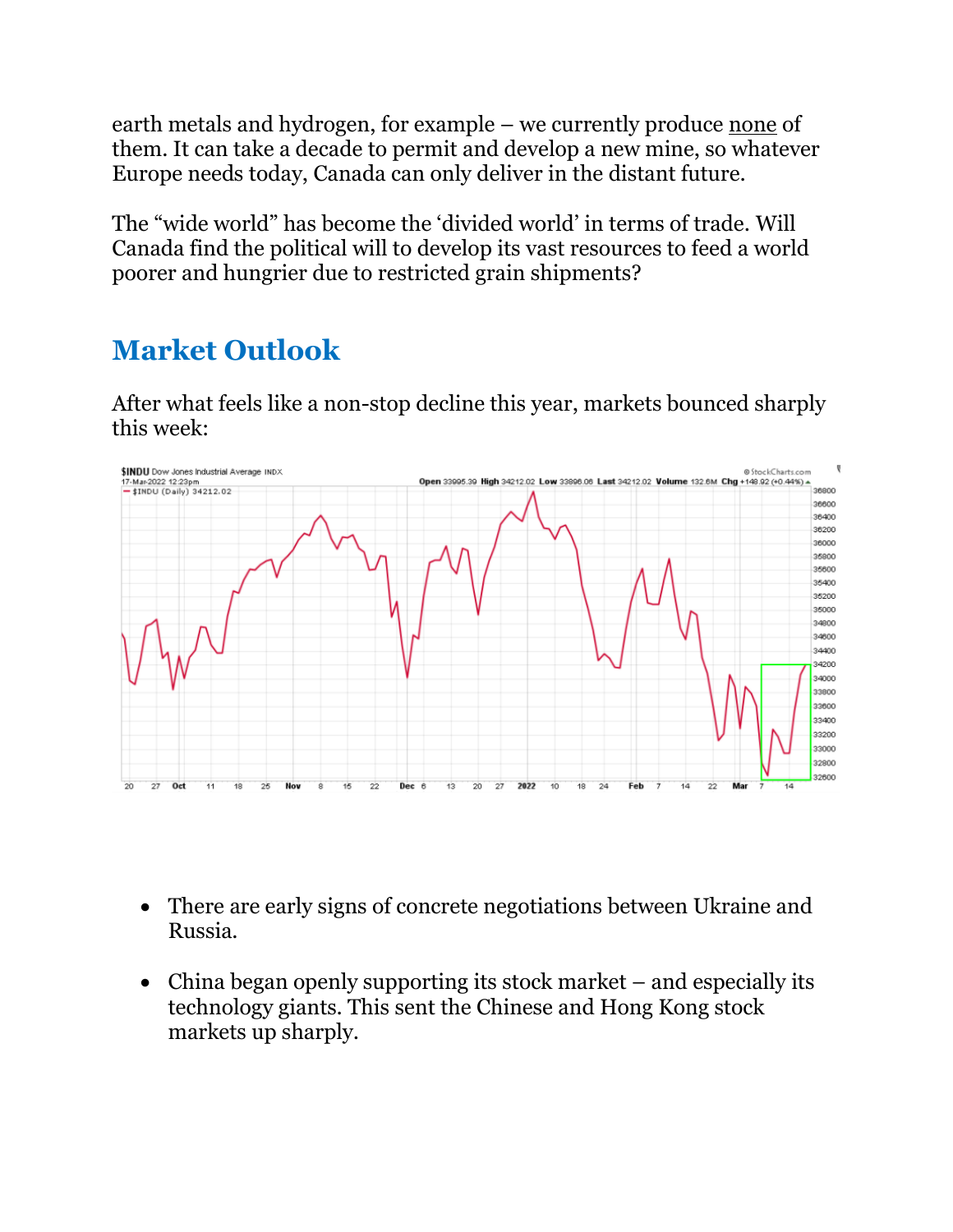earth metals and hydrogen, for example – we currently produce none of them. It can take a decade to permit and develop a new mine, so whatever Europe needs today, Canada can only deliver in the distant future.

The "wide world" has become the 'divided world' in terms of trade. Will Canada find the political will to develop its vast resources to feed a world poorer and hungrier due to restricted grain shipments?

## Market Outlook

After what feels like a non-stop decline this year, markets bounced sharply this week:

- There are early signs of concrete negotiations between Ukraine and Russia.
- China began openly supporting its stock market – and especially its technology giants. This sent the Chinese and Hong Kong stock markets up sharply.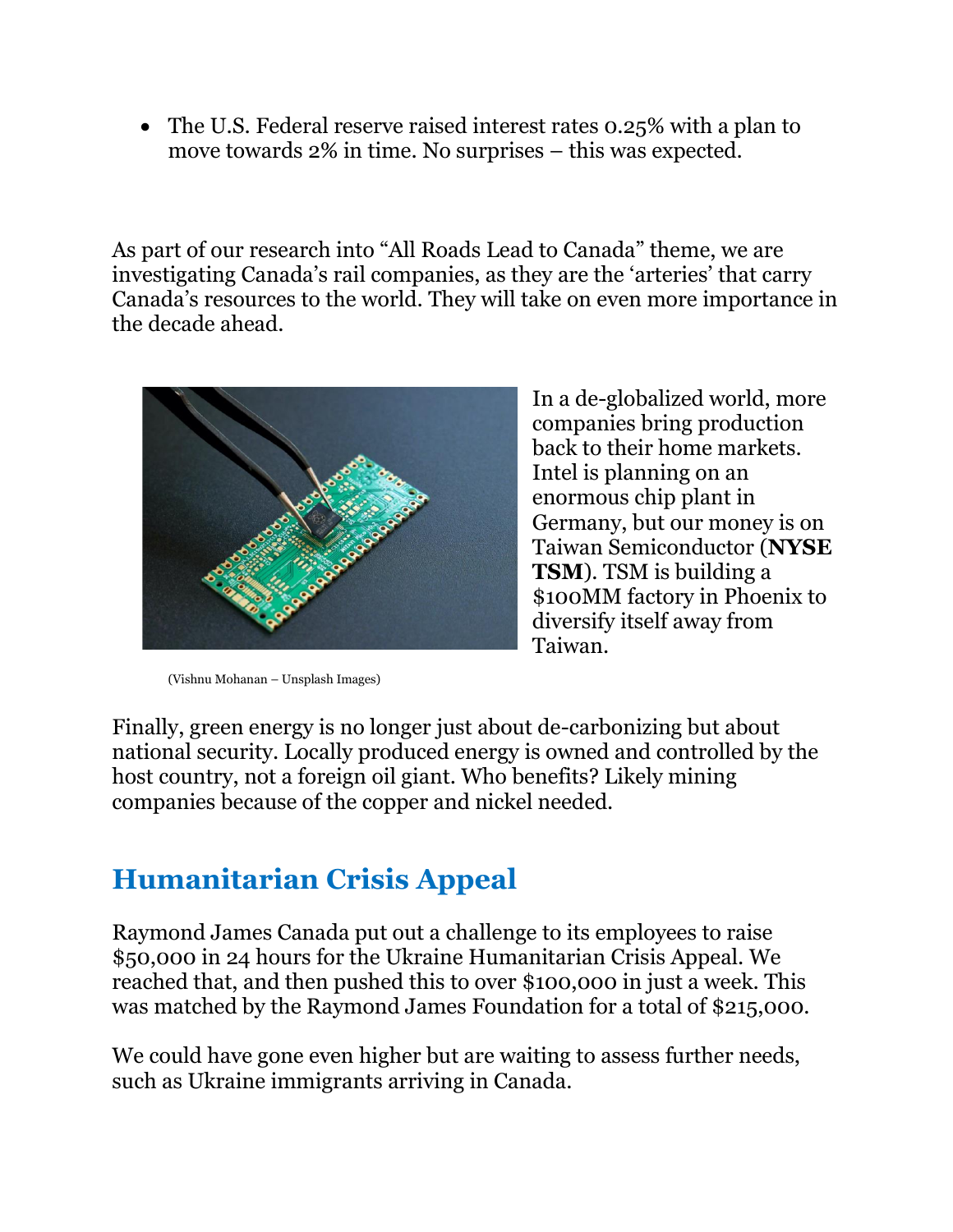- The U.S. Federal reserve raised interest rates 0.25% with a plan to move towards 2% in time. No surprises – this was expected.

As part of our research into "All Roads Lead to Canada" theme, we are investigating Canada's rail companies, as they are the 'arteries' that carry Canada's resources to the world. They will take on even more importance in the decade ahead.

In a de-globalized world, more companies bring production back to their home markets. Intel is planning on an enormous chip plant in Germany, but our money is on Taiwan Semiconductor (**NYSE TSM**). TSM is building a $100MM factory in Phoenix to diversify itself away from Taiwan.

(Vishnu Mohanan – Unsplash Images)

Finally, green energy is no longer just about de-carbonizing but about national security. Locally produced energy is owned and controlled by the host country, not a foreign oil giant. Who benefits? Likely mining companies because of the copper and nickel needed.

## Humanitarian Crisis Appeal

Raymond James Canada put out a challenge to its employees to raise $50,000 in 24 hours for the Ukraine Humanitarian Crisis Appeal. We reached that, and then pushed this to over $100,000 in just a week. This was matched by the Raymond James Foundation for a total of $215,000.

We could have gone even higher but are waiting to assess further needs, such as Ukraine immigrants arriving in Canada.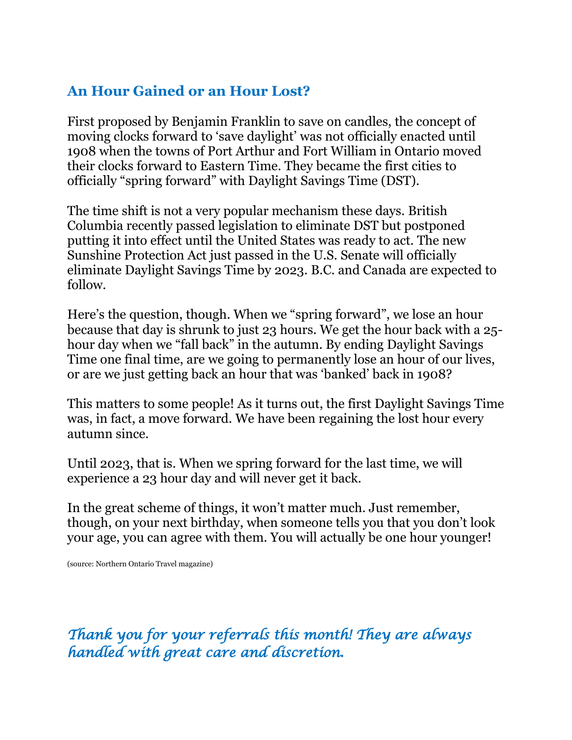## An Hour Gained or an Hour Lost?

First proposed by Benjamin Franklin to save on candles, the concept of moving clocks forward to 'save daylight' was not officially enacted until 1908 when the towns of Port Arthur and Fort William in Ontario moved their clocks forward to Eastern Time. They became the first cities to officially "spring forward" with Daylight Savings Time (DST).

The time shift is not a very popular mechanism these days. British Columbia recently passed legislation to eliminate DST but postponed putting it into effect until the United States was ready to act. The new Sunshine Protection Act just passed in the U.S. Senate will officially eliminate Daylight Savings Time by 2023. B.C. and Canada are expected to follow.

Here's the question, though. When we "spring forward", we lose an hour because that day is shrunk to just 23 hours. We get the hour back with a 25-hour day when we "fall back" in the autumn. By ending Daylight Savings Time one final time, are we going to permanently lose an hour of our lives, or are we just getting back an hour that was 'banked' back in 1908?

This matters to some people! As it turns out, the first Daylight Savings Time was, in fact, a move forward. We have been regaining the lost hour every autumn since.

Until 2023, that is. When we spring forward for the last time, we will experience a 23 hour day and will never get it back.

In the great scheme of things, it won't matter much. Just remember, though, on your next birthday, when someone tells you that you don't look your age, you can agree with them. You will actually be one hour younger!

(source: Northern Ontario Travel magazine)

*Thank you for your referrals this month! They are always handled with great care and discretion.*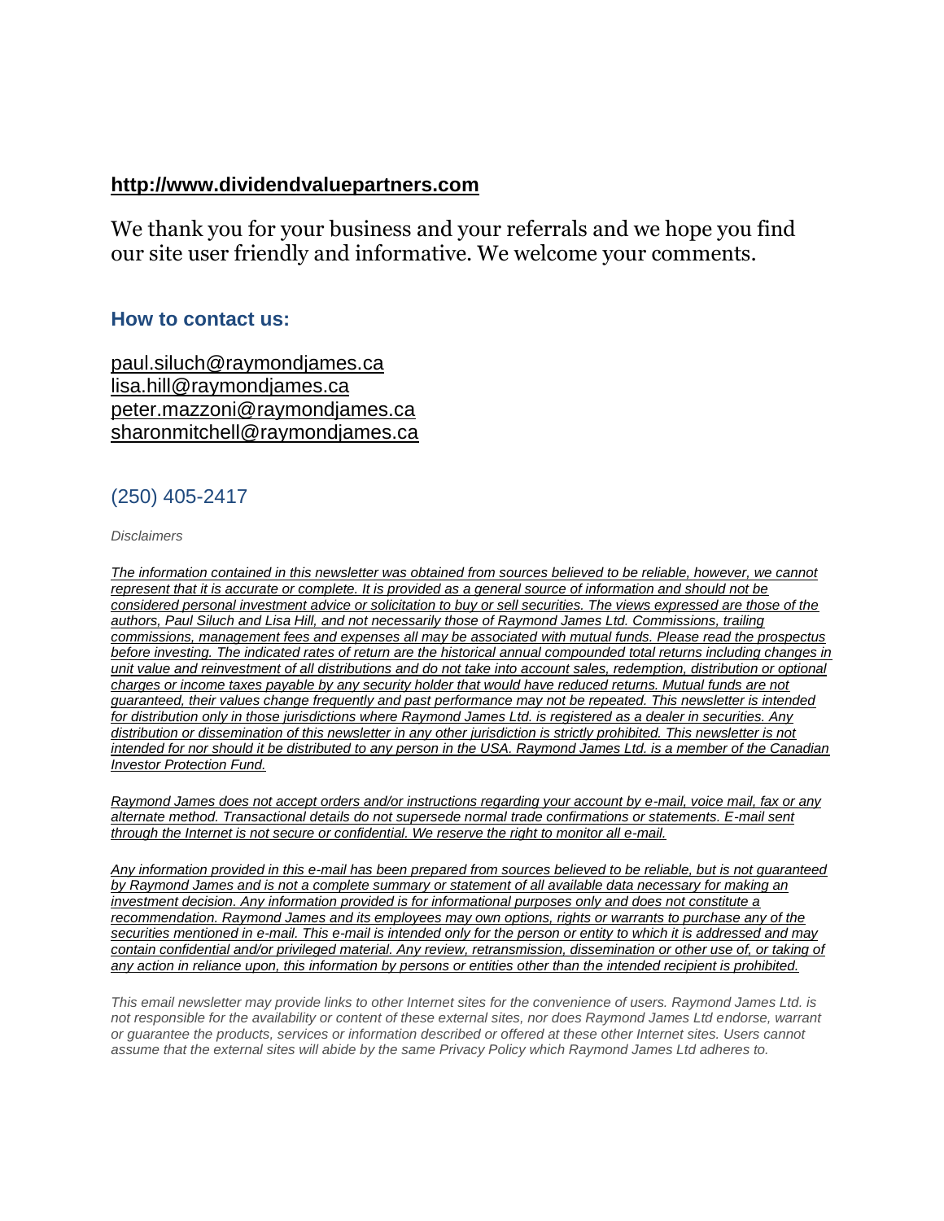**http://www.dividendvaluepartners.com**

We thank you for your business and your referrals and we hope you find our site user friendly and informative. We welcome your comments.

### How to contact us:

paul.siluch@raymondjames.ca
lisa.hill@raymondjames.ca
peter.mazzoni@raymondjames.ca
sharonmitchell@raymondjames.ca

(250) 405-2417

*Disclaimers*

*The information contained in this newsletter was obtained from sources believed to be reliable, however, we cannot represent that it is accurate or complete. It is provided as a general source of information and should not be considered personal investment advice or solicitation to buy or sell securities. The views expressed are those of the authors, Paul Siluch and Lisa Hill, and not necessarily those of Raymond James Ltd. Commissions, trailing commissions, management fees and expenses all may be associated with mutual funds. Please read the prospectus before investing. The indicated rates of return are the historical annual compounded total returns including changes in unit value and reinvestment of all distributions and do not take into account sales, redemption, distribution or optional charges or income taxes payable by any security holder that would have reduced returns. Mutual funds are not guaranteed, their values change frequently and past performance may not be repeated. This newsletter is intended for distribution only in those jurisdictions where Raymond James Ltd. is registered as a dealer in securities. Any distribution or dissemination of this newsletter in any other jurisdiction is strictly prohibited. This newsletter is not intended for nor should it be distributed to any person in the USA. Raymond James Ltd. is a member of the Canadian Investor Protection Fund.*

*Raymond James does not accept orders and/or instructions regarding your account by e-mail, voice mail, fax or any alternate method. Transactional details do not supersede normal trade confirmations or statements. E-mail sent through the Internet is not secure or confidential. We reserve the right to monitor all e-mail.*

*Any information provided in this e-mail has been prepared from sources believed to be reliable, but is not guaranteed by Raymond James and is not a complete summary or statement of all available data necessary for making an investment decision. Any information provided is for informational purposes only and does not constitute a recommendation. Raymond James and its employees may own options, rights or warrants to purchase any of the securities mentioned in e-mail. This e-mail is intended only for the person or entity to which it is addressed and may contain confidential and/or privileged material. Any review, retransmission, dissemination or other use of, or taking of any action in reliance upon, this information by persons or entities other than the intended recipient is prohibited.*

*This email newsletter may provide links to other Internet sites for the convenience of users. Raymond James Ltd. is not responsible for the availability or content of these external sites, nor does Raymond James Ltd endorse, warrant or guarantee the products, services or information described or offered at these other Internet sites. Users cannot assume that the external sites will abide by the same Privacy Policy which Raymond James Ltd adheres to.*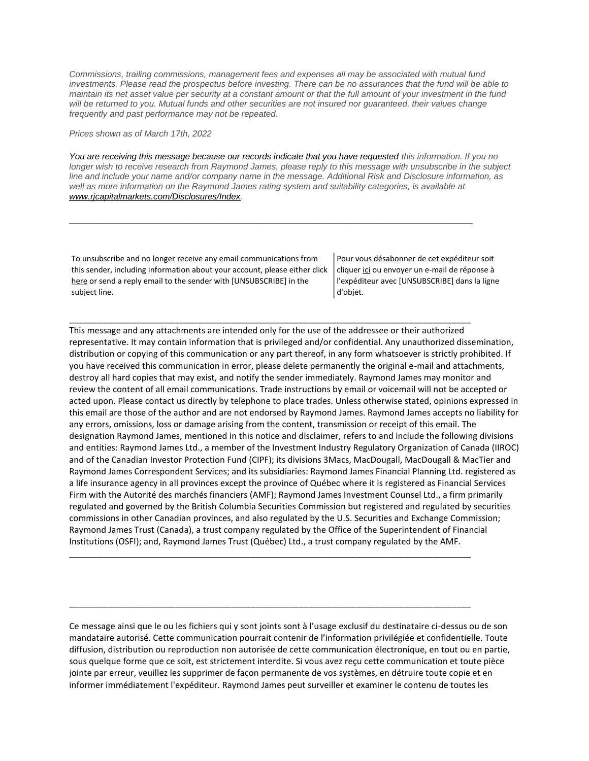*Commissions, trailing commissions, management fees and expenses all may be associated with mutual fund investments. Please read the prospectus before investing. There can be no assurances that the fund will be able to maintain its net asset value per security at a constant amount or that the full amount of your investment in the fund will be returned to you. Mutual funds and other securities are not insured nor guaranteed, their values change frequently and past performance may not be repeated.*

*Prices shown as of March 17th, 2022*

*You are receiving this message because our records indicate that you have requested this information. If you no longer wish to receive research from Raymond James, please reply to this message with unsubscribe in the subject line and include your name and/or company name in the message. Additional Risk and Disclosure information, as well as more information on the Raymond James rating system and suitability categories, is available at [www.rjcapitalmarkets.com/Disclosures/Index](www.rjcapitalmarkets.com/Disclosures/Index).*

---

To unsubscribe and no longer receive any email communications from this sender, including information about your account, please either click here or send a reply email to the sender with [UNSUBSCRIBE] in the subject line.

Pour vous désabonner de cet expéditeur soit cliquer ici ou envoyer un e-mail de réponse à l'expéditeur avec [UNSUBSCRIBE] dans la ligne d'objet.

---

This message and any attachments are intended only for the use of the addressee or their authorized representative. It may contain information that is privileged and/or confidential. Any unauthorized dissemination, distribution or copying of this communication or any part thereof, in any form whatsoever is strictly prohibited. If you have received this communication in error, please delete permanently the original e-mail and attachments, destroy all hard copies that may exist, and notify the sender immediately. Raymond James may monitor and review the content of all email communications. Trade instructions by email or voicemail will not be accepted or acted upon. Please contact us directly by telephone to place trades. Unless otherwise stated, opinions expressed in this email are those of the author and are not endorsed by Raymond James. Raymond James accepts no liability for any errors, omissions, loss or damage arising from the content, transmission or receipt of this email. The designation Raymond James, mentioned in this notice and disclaimer, refers to and include the following divisions and entities: Raymond James Ltd., a member of the Investment Industry Regulatory Organization of Canada (IIROC) and of the Canadian Investor Protection Fund (CIPF); its divisions 3Macs, MacDougall, MacDougall & MacTier and Raymond James Correspondent Services; and its subsidiaries: Raymond James Financial Planning Ltd. registered as a life insurance agency in all provinces except the province of Québec where it is registered as Financial Services Firm with the Autorité des marchés financiers (AMF); Raymond James Investment Counsel Ltd., a firm primarily regulated and governed by the British Columbia Securities Commission but registered and regulated by securities commissions in other Canadian provinces, and also regulated by the U.S. Securities and Exchange Commission; Raymond James Trust (Canada), a trust company regulated by the Office of the Superintendent of Financial Institutions (OSFI); and, Raymond James Trust (Québec) Ltd., a trust company regulated by the AMF.

---

---

Ce message ainsi que le ou les fichiers qui y sont joints sont à l'usage exclusif du destinataire ci-dessus ou de son mandataire autorisé. Cette communication pourrait contenir de l'information privilégiée et confidentielle. Toute diffusion, distribution ou reproduction non autorisée de cette communication électronique, en tout ou en partie, sous quelque forme que ce soit, est strictement interdite. Si vous avez reçu cette communication et toute pièce jointe par erreur, veuillez les supprimer de façon permanente de vos systèmes, en détruire toute copie et en informer immédiatement l'expéditeur. Raymond James peut surveiller et examiner le contenu de toutes les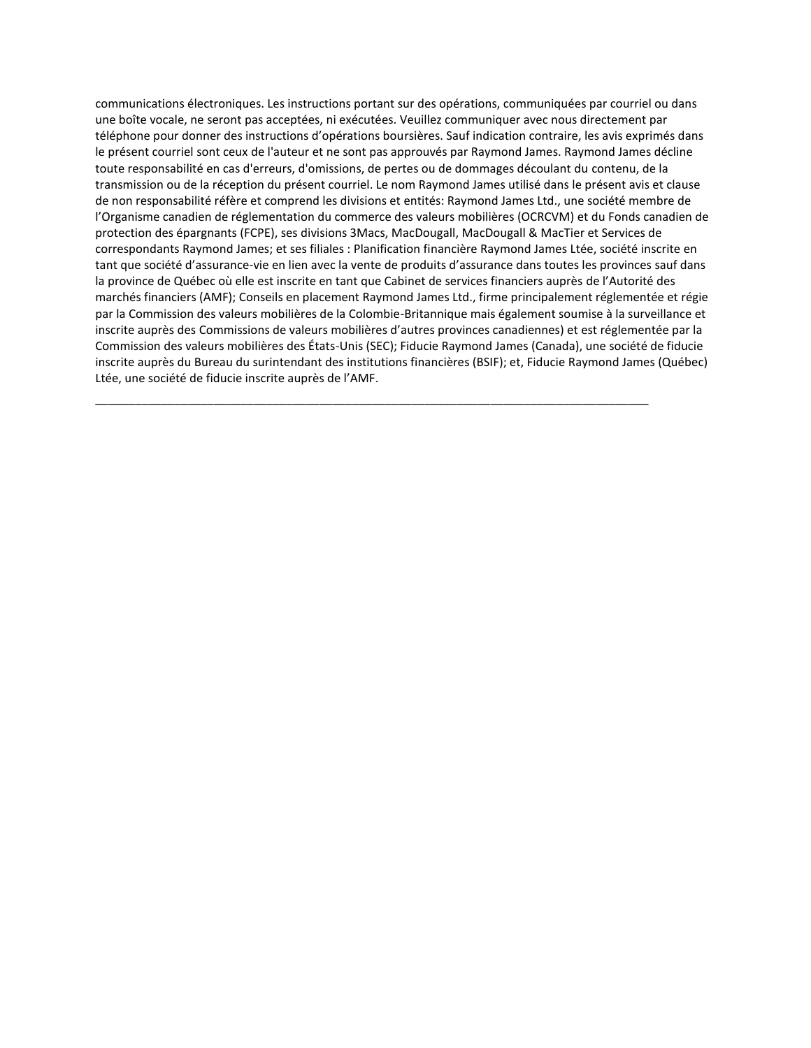communications électroniques. Les instructions portant sur des opérations, communiquées par courriel ou dans une boîte vocale, ne seront pas acceptées, ni exécutées. Veuillez communiquer avec nous directement par téléphone pour donner des instructions d'opérations boursières. Sauf indication contraire, les avis exprimés dans le présent courriel sont ceux de l'auteur et ne sont pas approuvés par Raymond James. Raymond James décline toute responsabilité en cas d'erreurs, d'omissions, de pertes ou de dommages découlant du contenu, de la transmission ou de la réception du présent courriel. Le nom Raymond James utilisé dans le présent avis et clause de non responsabilité réfère et comprend les divisions et entités: Raymond James Ltd., une société membre de l'Organisme canadien de réglementation du commerce des valeurs mobilières (OCRCVM) et du Fonds canadien de protection des épargnants (FCPE), ses divisions 3Macs, MacDougall, MacDougall & MacTier et Services de correspondants Raymond James; et ses filiales : Planification financière Raymond James Ltée, société inscrite en tant que société d'assurance-vie en lien avec la vente de produits d'assurance dans toutes les provinces sauf dans la province de Québec où elle est inscrite en tant que Cabinet de services financiers auprès de l'Autorité des marchés financiers (AMF); Conseils en placement Raymond James Ltd., firme principalement réglementée et régie par la Commission des valeurs mobilières de la Colombie-Britannique mais également soumise à la surveillance et inscrite auprès des Commissions de valeurs mobilières d'autres provinces canadiennes) et est réglementée par la Commission des valeurs mobilières des États-Unis (SEC); Fiducie Raymond James (Canada), une société de fiducie inscrite auprès du Bureau du surintendant des institutions financières (BSIF); et, Fiducie Raymond James (Québec) Ltée, une société de fiducie inscrite auprès de l'AMF.

---